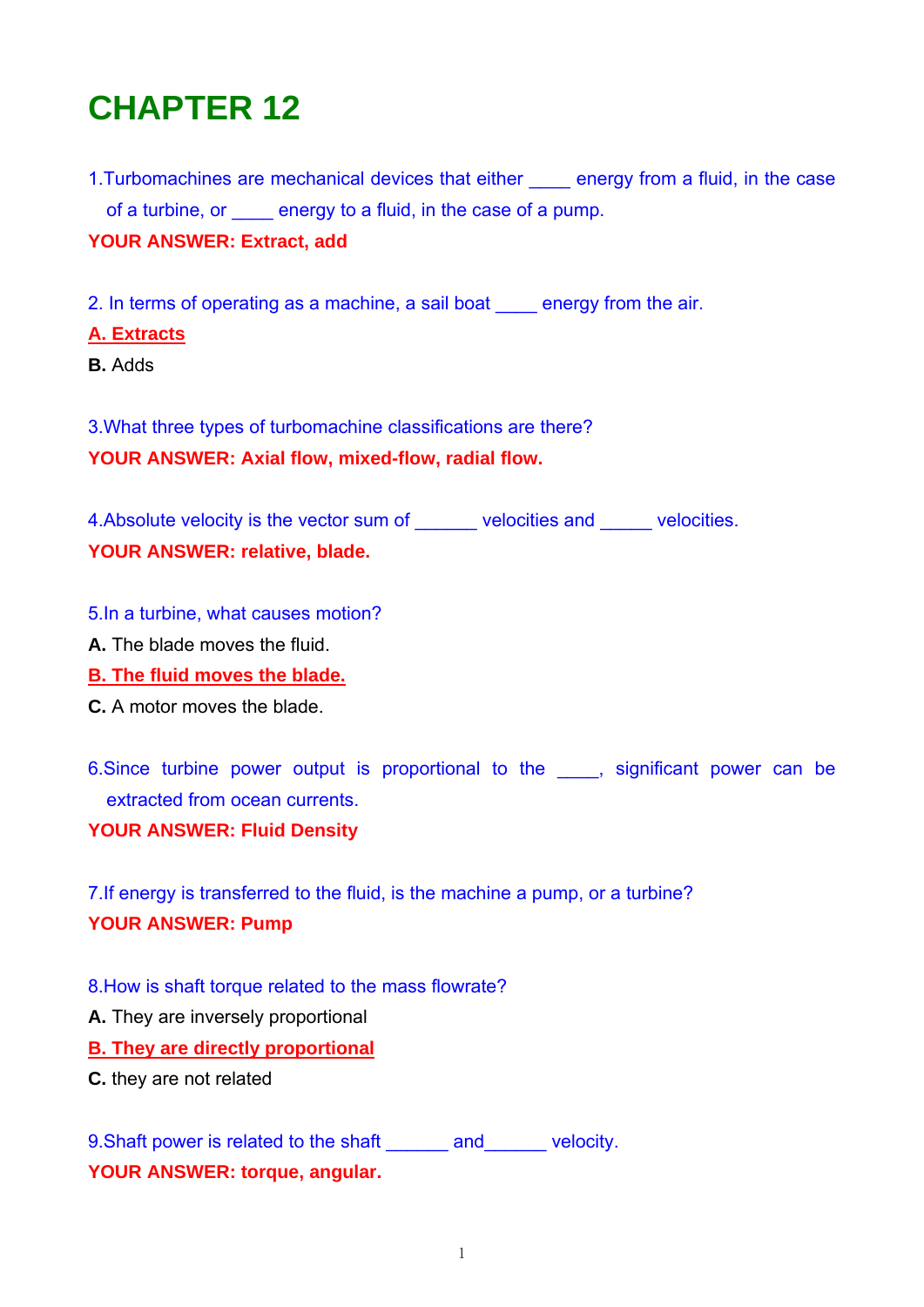# CHAPTER 12

1.Turbomachines are mechanical devices that either ____ energy from a fluid, in the case of a turbine, or ____ energy to a fluid, in the case of a pump.

**YOUR ANSWER: Extract, add**

2. In terms of operating as a machine, a sail boat ____ energy from the air.

**A. Extracts**

**B.** Adds

3.What three types of turbomachine classifications are there?

**YOUR ANSWER: Axial flow, mixed-flow, radial flow.**

4.Absolute velocity is the vector sum of ______ velocities and _____ velocities.

**YOUR ANSWER: relative, blade.**

5.In a turbine, what causes motion?

**A.** The blade moves the fluid.

**B. The fluid moves the blade.**

**C.** A motor moves the blade.

6.Since turbine power output is proportional to the ____, significant power can be extracted from ocean currents.

**YOUR ANSWER: Fluid Density**

7.If energy is transferred to the fluid, is the machine a pump, or a turbine?

**YOUR ANSWER: Pump**

8.How is shaft torque related to the mass flowrate?

**A.** They are inversely proportional

**B. They are directly proportional**

**C.** they are not related

9.Shaft power is related to the shaft ______ and______ velocity.

**YOUR ANSWER: torque, angular.**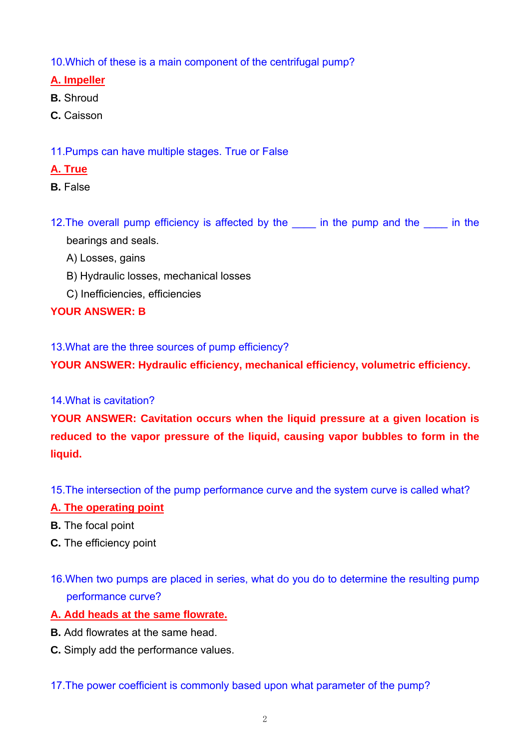10.Which of these is a main component of the centrifugal pump?

**A. Impeller**

**B.** Shroud

**C.** Caisson

11.Pumps can have multiple stages. True or False

**A. True**

**B.** False

12.The overall pump efficiency is affected by the ____ in the pump and the ____ in the bearings and seals.

A) Losses, gains

B) Hydraulic losses, mechanical losses

C) Inefficiencies, efficiencies

**YOUR ANSWER: B**

13.What are the three sources of pump efficiency?

**YOUR ANSWER: Hydraulic efficiency, mechanical efficiency, volumetric efficiency.**

14.What is cavitation?

**YOUR ANSWER: Cavitation occurs when the liquid pressure at a given location is reduced to the vapor pressure of the liquid, causing vapor bubbles to form in the liquid.**

15.The intersection of the pump performance curve and the system curve is called what?

**A. The operating point**

**B.** The focal point

**C.** The efficiency point

16.When two pumps are placed in series, what do you do to determine the resulting pump performance curve?

**A. Add heads at the same flowrate.**

**B.** Add flowrates at the same head.

**C.** Simply add the performance values.

17.The power coefficient is commonly based upon what parameter of the pump?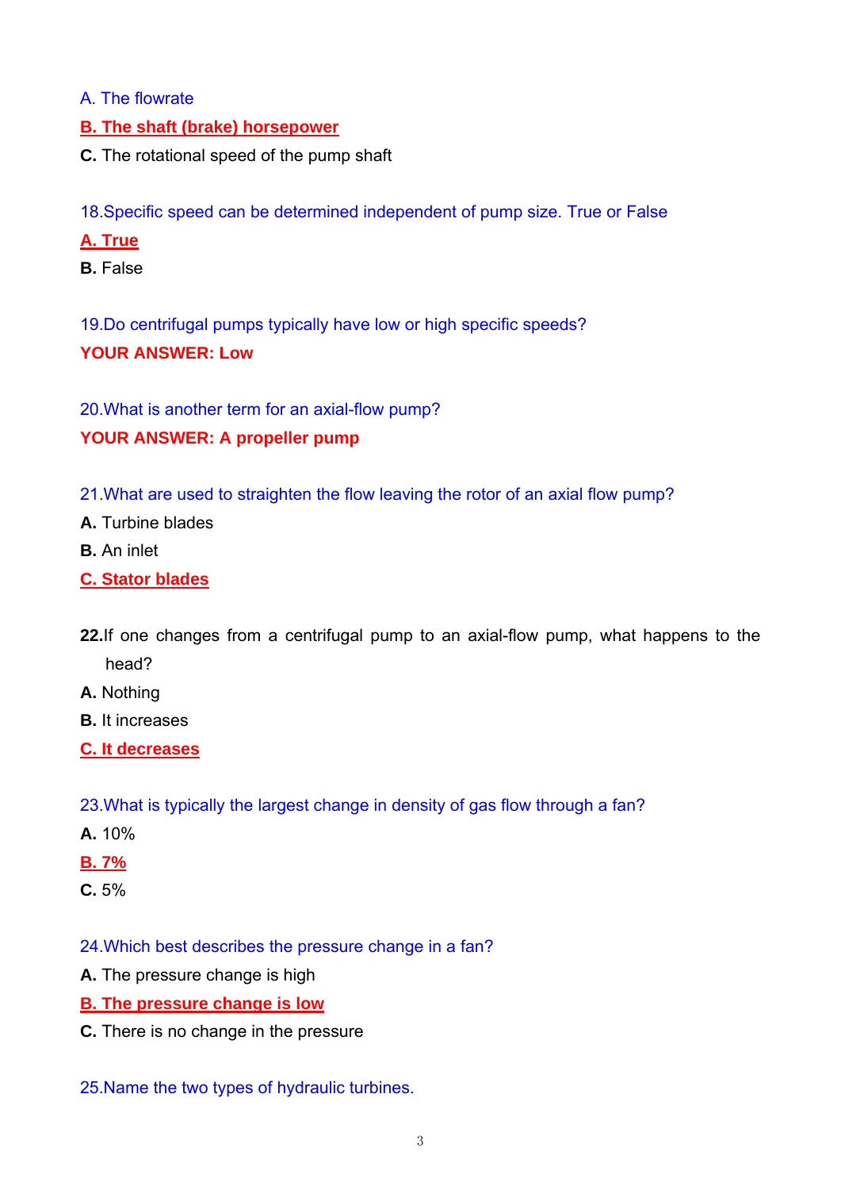A. The flowrate

**B. The shaft (brake) horsepower**

**C.** The rotational speed of the pump shaft

18.Specific speed can be determined independent of pump size. True or False

**A. True**

**B.** False

19.Do centrifugal pumps typically have low or high specific speeds?

**YOUR ANSWER: Low**

20.What is another term for an axial-flow pump?

**YOUR ANSWER: A propeller pump**

21.What are used to straighten the flow leaving the rotor of an axial flow pump?

**A.** Turbine blades

**B.** An inlet

**C. Stator blades**

**22.**If one changes from a centrifugal pump to an axial-flow pump, what happens to the head?

**A.** Nothing

**B.** It increases

**C. It decreases**

23.What is typically the largest change in density of gas flow through a fan?

**A.** 10%

**B. 7%**

**C.** 5%

24.Which best describes the pressure change in a fan?

**A.** The pressure change is high

**B. The pressure change is low**

**C.** There is no change in the pressure

25.Name the two types of hydraulic turbines.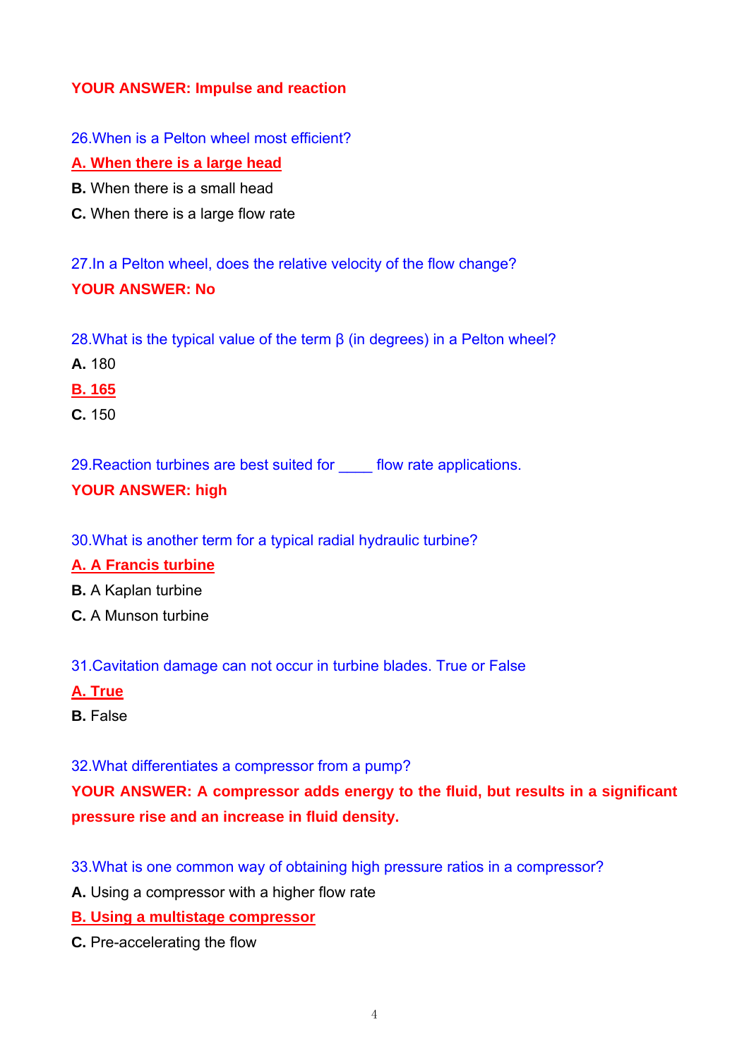**YOUR ANSWER: Impulse and reaction**

26.When is a Pelton wheel most efficient?

**A. When there is a large head**

**B.** When there is a small head

**C.** When there is a large flow rate

27.In a Pelton wheel, does the relative velocity of the flow change?

**YOUR ANSWER: No**

28.What is the typical value of the term β (in degrees) in a Pelton wheel?

**A.** 180

**B. 165**

**C.** 150

29.Reaction turbines are best suited for ____ flow rate applications.

**YOUR ANSWER: high**

30.What is another term for a typical radial hydraulic turbine?

**A. A Francis turbine**

**B.** A Kaplan turbine

**C.** A Munson turbine

31.Cavitation damage can not occur in turbine blades. True or False

**A. True**

**B.** False

32.What differentiates a compressor from a pump?

**YOUR ANSWER: A compressor adds energy to the fluid, but results in a significant pressure rise and an increase in fluid density.**

33.What is one common way of obtaining high pressure ratios in a compressor?

**A.** Using a compressor with a higher flow rate

**B. Using a multistage compressor**

**C.** Pre-accelerating the flow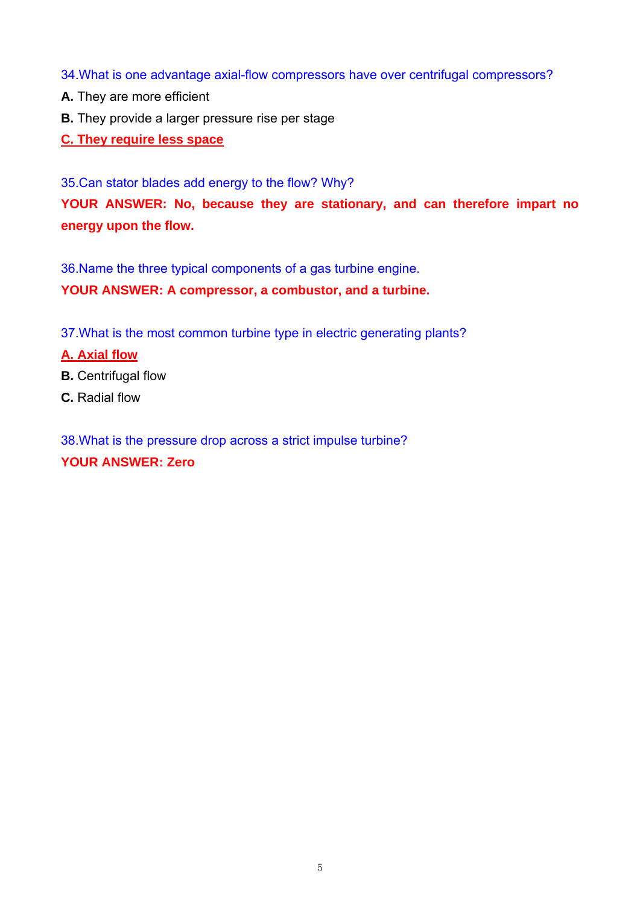34.What is one advantage axial-flow compressors have over centrifugal compressors?

**A.** They are more efficient

**B.** They provide a larger pressure rise per stage

**C. They require less space**

35.Can stator blades add energy to the flow? Why?

**YOUR ANSWER: No, because they are stationary, and can therefore impart no energy upon the flow.**

36.Name the three typical components of a gas turbine engine.

**YOUR ANSWER: A compressor, a combustor, and a turbine.**

37.What is the most common turbine type in electric generating plants?

**A. Axial flow**

**B.** Centrifugal flow

**C.** Radial flow

38.What is the pressure drop across a strict impulse turbine?

**YOUR ANSWER: Zero**